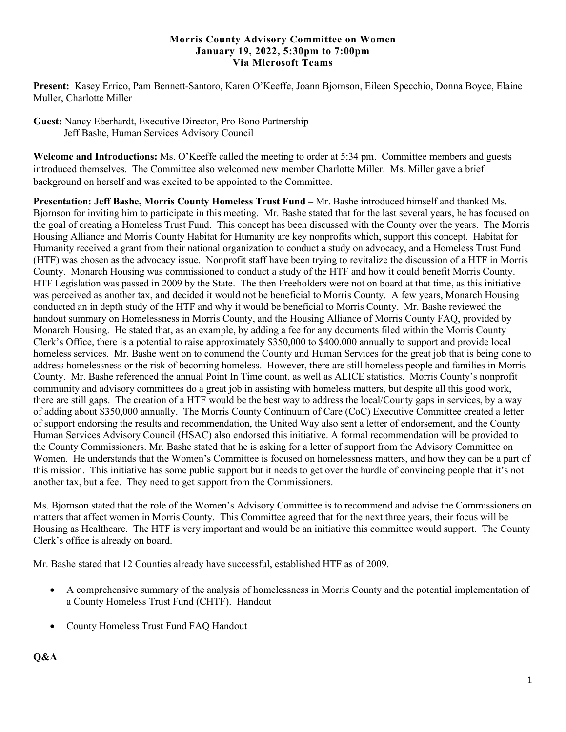**Morris County Advisory Committee on Women**
**January 19, 2022, 5:30pm to 7:00pm**
**Via Microsoft Teams**

**Present:** Kasey Errico, Pam Bennett-Santoro, Karen O'Keeffe, Joann Bjornson, Eileen Specchio, Donna Boyce, Elaine Muller, Charlotte Miller

**Guest:** Nancy Eberhardt, Executive Director, Pro Bono Partnership
Jeff Bashe, Human Services Advisory Council

**Welcome and Introductions:** Ms. O'Keeffe called the meeting to order at 5:34 pm. Committee members and guests introduced themselves. The Committee also welcomed new member Charlotte Miller. Ms. Miller gave a brief background on herself and was excited to be appointed to the Committee.

**Presentation: Jeff Bashe, Morris County Homeless Trust Fund –** Mr. Bashe introduced himself and thanked Ms. Bjornson for inviting him to participate in this meeting. Mr. Bashe stated that for the last several years, he has focused on the goal of creating a Homeless Trust Fund. This concept has been discussed with the County over the years. The Morris Housing Alliance and Morris County Habitat for Humanity are key nonprofits which, support this concept. Habitat for Humanity received a grant from their national organization to conduct a study on advocacy, and a Homeless Trust Fund (HTF) was chosen as the advocacy issue. Nonprofit staff have been trying to revitalize the discussion of a HTF in Morris County. Monarch Housing was commissioned to conduct a study of the HTF and how it could benefit Morris County. HTF Legislation was passed in 2009 by the State. The then Freeholders were not on board at that time, as this initiative was perceived as another tax, and decided it would not be beneficial to Morris County. A few years, Monarch Housing conducted an in depth study of the HTF and why it would be beneficial to Morris County. Mr. Bashe reviewed the handout summary on Homelessness in Morris County, and the Housing Alliance of Morris County FAQ, provided by Monarch Housing. He stated that, as an example, by adding a fee for any documents filed within the Morris County Clerk's Office, there is a potential to raise approximately $350,000 to $400,000 annually to support and provide local homeless services. Mr. Bashe went on to commend the County and Human Services for the great job that is being done to address homelessness or the risk of becoming homeless. However, there are still homeless people and families in Morris County. Mr. Bashe referenced the annual Point In Time count, as well as ALICE statistics. Morris County's nonprofit community and advisory committees do a great job in assisting with homeless matters, but despite all this good work, there are still gaps. The creation of a HTF would be the best way to address the local/County gaps in services, by a way of adding about $350,000 annually. The Morris County Continuum of Care (CoC) Executive Committee created a letter of support endorsing the results and recommendation, the United Way also sent a letter of endorsement, and the County Human Services Advisory Council (HSAC) also endorsed this initiative. A formal recommendation will be provided to the County Commissioners. Mr. Bashe stated that he is asking for a letter of support from the Advisory Committee on Women. He understands that the Women's Committee is focused on homelessness matters, and how they can be a part of this mission. This initiative has some public support but it needs to get over the hurdle of convincing people that it's not another tax, but a fee. They need to get support from the Commissioners.

Ms. Bjornson stated that the role of the Women's Advisory Committee is to recommend and advise the Commissioners on matters that affect women in Morris County. This Committee agreed that for the next three years, their focus will be Housing as Healthcare. The HTF is very important and would be an initiative this committee would support. The County Clerk's office is already on board.

Mr. Bashe stated that 12 Counties already have successful, established HTF as of 2009.

- A comprehensive summary of the analysis of homelessness in Morris County and the potential implementation of a County Homeless Trust Fund (CHTF). Handout
- County Homeless Trust Fund FAQ Handout

**Q&A**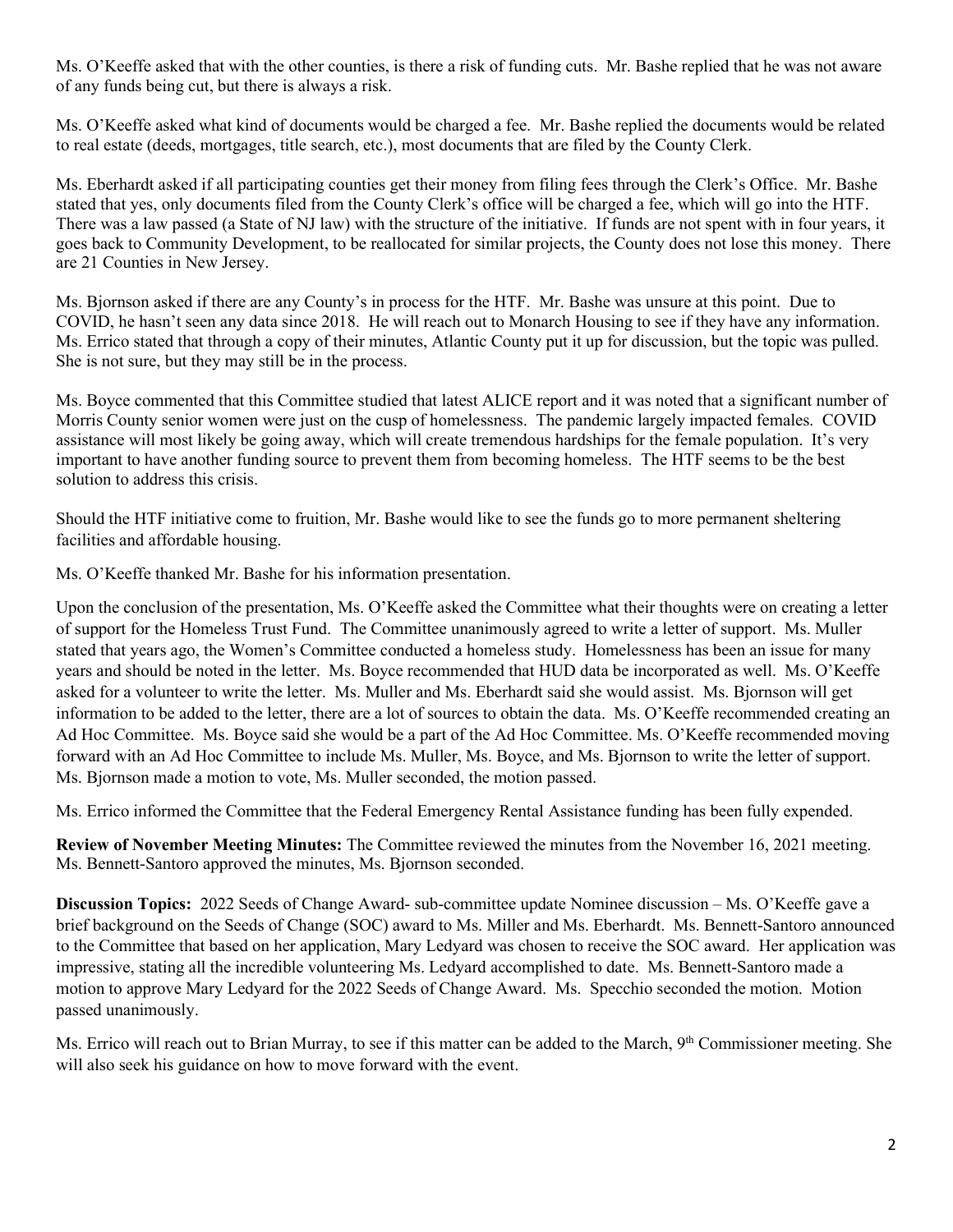Ms. O'Keeffe asked that with the other counties, is there a risk of funding cuts. Mr. Bashe replied that he was not aware of any funds being cut, but there is always a risk.

Ms. O'Keeffe asked what kind of documents would be charged a fee. Mr. Bashe replied the documents would be related to real estate (deeds, mortgages, title search, etc.), most documents that are filed by the County Clerk.

Ms. Eberhardt asked if all participating counties get their money from filing fees through the Clerk's Office. Mr. Bashe stated that yes, only documents filed from the County Clerk's office will be charged a fee, which will go into the HTF. There was a law passed (a State of NJ law) with the structure of the initiative. If funds are not spent with in four years, it goes back to Community Development, to be reallocated for similar projects, the County does not lose this money. There are 21 Counties in New Jersey.

Ms. Bjornson asked if there are any County's in process for the HTF. Mr. Bashe was unsure at this point. Due to COVID, he hasn't seen any data since 2018. He will reach out to Monarch Housing to see if they have any information. Ms. Errico stated that through a copy of their minutes, Atlantic County put it up for discussion, but the topic was pulled. She is not sure, but they may still be in the process.

Ms. Boyce commented that this Committee studied that latest ALICE report and it was noted that a significant number of Morris County senior women were just on the cusp of homelessness. The pandemic largely impacted females. COVID assistance will most likely be going away, which will create tremendous hardships for the female population. It's very important to have another funding source to prevent them from becoming homeless. The HTF seems to be the best solution to address this crisis.

Should the HTF initiative come to fruition, Mr. Bashe would like to see the funds go to more permanent sheltering facilities and affordable housing.

Ms. O'Keeffe thanked Mr. Bashe for his information presentation.

Upon the conclusion of the presentation, Ms. O'Keeffe asked the Committee what their thoughts were on creating a letter of support for the Homeless Trust Fund. The Committee unanimously agreed to write a letter of support. Ms. Muller stated that years ago, the Women's Committee conducted a homeless study. Homelessness has been an issue for many years and should be noted in the letter. Ms. Boyce recommended that HUD data be incorporated as well. Ms. O'Keeffe asked for a volunteer to write the letter. Ms. Muller and Ms. Eberhardt said she would assist. Ms. Bjornson will get information to be added to the letter, there are a lot of sources to obtain the data. Ms. O'Keeffe recommended creating an Ad Hoc Committee. Ms. Boyce said she would be a part of the Ad Hoc Committee. Ms. O'Keeffe recommended moving forward with an Ad Hoc Committee to include Ms. Muller, Ms. Boyce, and Ms. Bjornson to write the letter of support. Ms. Bjornson made a motion to vote, Ms. Muller seconded, the motion passed.

Ms. Errico informed the Committee that the Federal Emergency Rental Assistance funding has been fully expended.

**Review of November Meeting Minutes:** The Committee reviewed the minutes from the November 16, 2021 meeting. Ms. Bennett-Santoro approved the minutes, Ms. Bjornson seconded.

**Discussion Topics:** 2022 Seeds of Change Award- sub-committee update Nominee discussion – Ms. O'Keeffe gave a brief background on the Seeds of Change (SOC) award to Ms. Miller and Ms. Eberhardt. Ms. Bennett-Santoro announced to the Committee that based on her application, Mary Ledyard was chosen to receive the SOC award. Her application was impressive, stating all the incredible volunteering Ms. Ledyard accomplished to date. Ms. Bennett-Santoro made a motion to approve Mary Ledyard for the 2022 Seeds of Change Award. Ms. Specchio seconded the motion. Motion passed unanimously.

Ms. Errico will reach out to Brian Murray, to see if this matter can be added to the March, 9th Commissioner meeting. She will also seek his guidance on how to move forward with the event.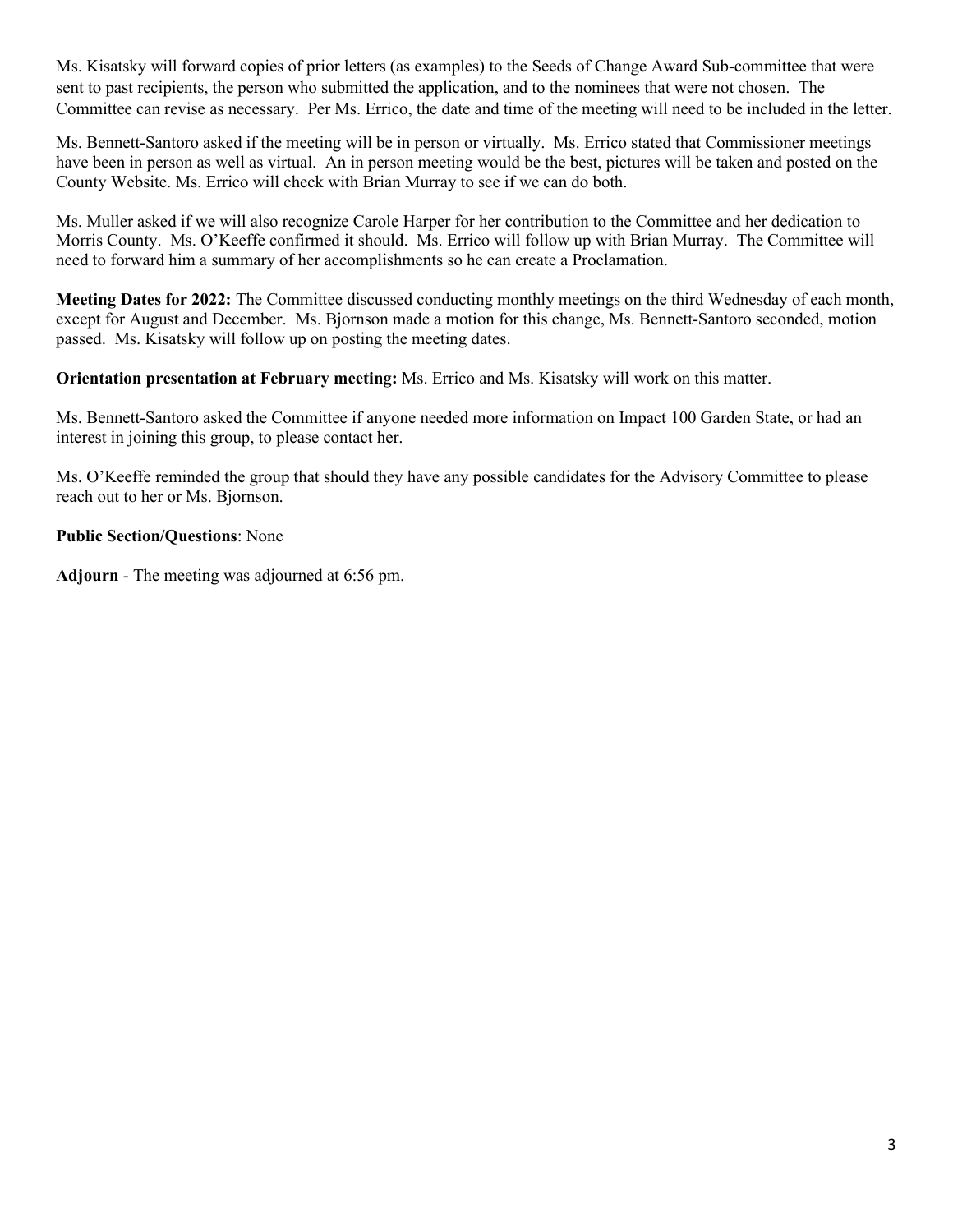Ms. Kisatsky will forward copies of prior letters (as examples) to the Seeds of Change Award Sub-committee that were sent to past recipients, the person who submitted the application, and to the nominees that were not chosen. The Committee can revise as necessary. Per Ms. Errico, the date and time of the meeting will need to be included in the letter.

Ms. Bennett-Santoro asked if the meeting will be in person or virtually. Ms. Errico stated that Commissioner meetings have been in person as well as virtual. An in person meeting would be the best, pictures will be taken and posted on the County Website. Ms. Errico will check with Brian Murray to see if we can do both.

Ms. Muller asked if we will also recognize Carole Harper for her contribution to the Committee and her dedication to Morris County. Ms. O'Keeffe confirmed it should. Ms. Errico will follow up with Brian Murray. The Committee will need to forward him a summary of her accomplishments so he can create a Proclamation.

**Meeting Dates for 2022:** The Committee discussed conducting monthly meetings on the third Wednesday of each month, except for August and December. Ms. Bjornson made a motion for this change, Ms. Bennett-Santoro seconded, motion passed. Ms. Kisatsky will follow up on posting the meeting dates.

**Orientation presentation at February meeting:** Ms. Errico and Ms. Kisatsky will work on this matter.

Ms. Bennett-Santoro asked the Committee if anyone needed more information on Impact 100 Garden State, or had an interest in joining this group, to please contact her.

Ms. O'Keeffe reminded the group that should they have any possible candidates for the Advisory Committee to please reach out to her or Ms. Bjornson.

**Public Section/Questions**: None

**Adjourn** - The meeting was adjourned at 6:56 pm.